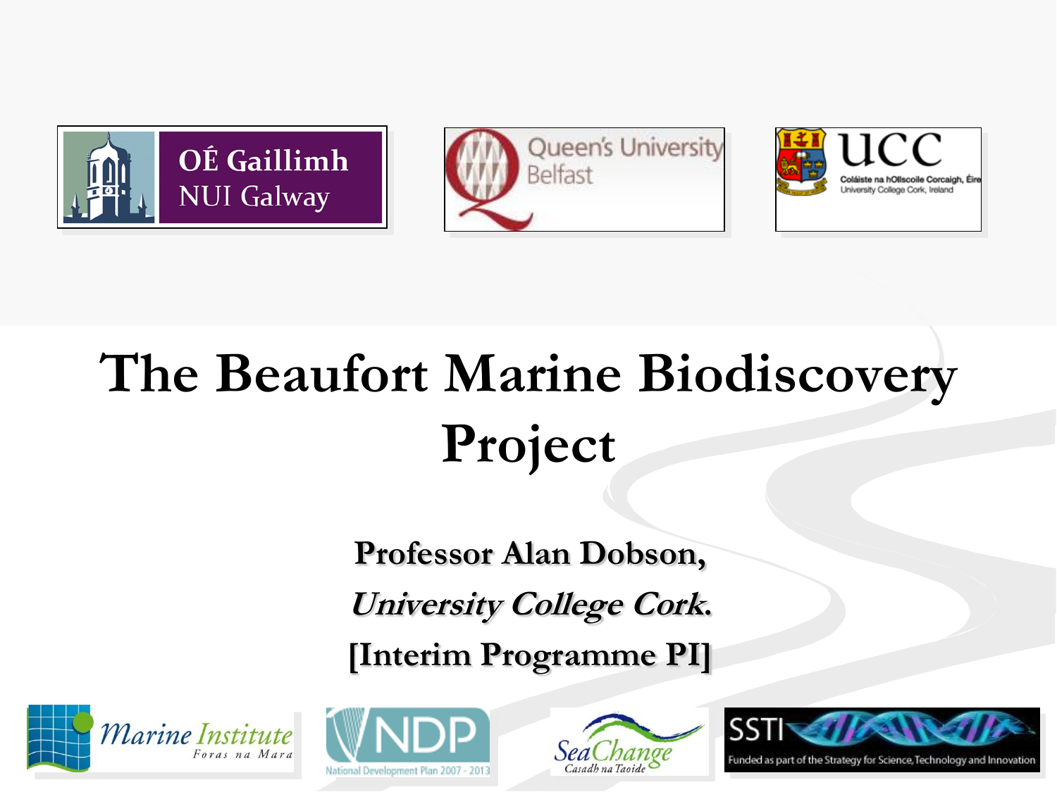OÉ Gaillimh
NUI Galway

Queen's University Belfast

UCC
Coláiste na hOllscoile Corcaigh, Éire
University College Cork, Ireland

# The Beaufort Marine Biodiscovery Project

**Professor Alan Dobson,**

***University College Cork.***

**[Interim Programme PI]**

Marine Institute
Foras na Mara

NDP
National Development Plan 2007 - 2013

SeaChange
Casadh na Taoide

SSTI
Funded as part of the Strategy for Science, Technology and Innovation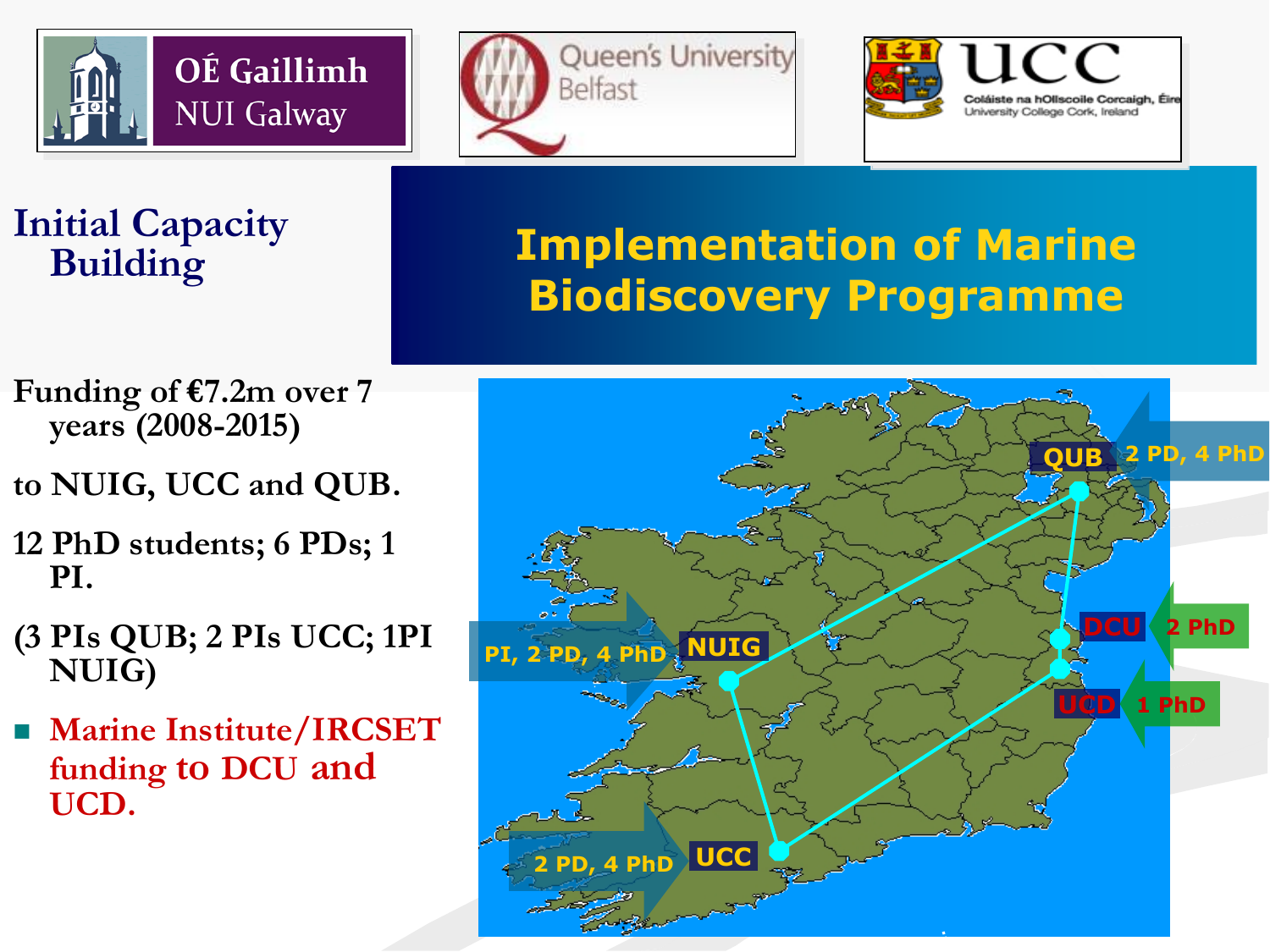OÉ Gaillimh NUI Galway

Queen's University Belfast

UCC Coláiste na hOllscoile Corcaigh, Éire University College Cork, Ireland

## Initial Capacity Building

# Implementation of Marine Biodiscovery Programme

Funding of €7.2m over 7 years (2008-2015)

to NUIG, UCC and QUB.

12 PhD students; 6 PDs; 1 PI.

(3 PIs QUB; 2 PIs UCC; 1PI NUIG)

- Marine Institute/IRCSET funding to DCU and UCD.

QUB — 2 PD, 4 PhD

NUIG — PI, 2 PD, 4 PhD

DCU — 2 PhD

UCD — 1 PhD

UCC — 2 PD, 4 PhD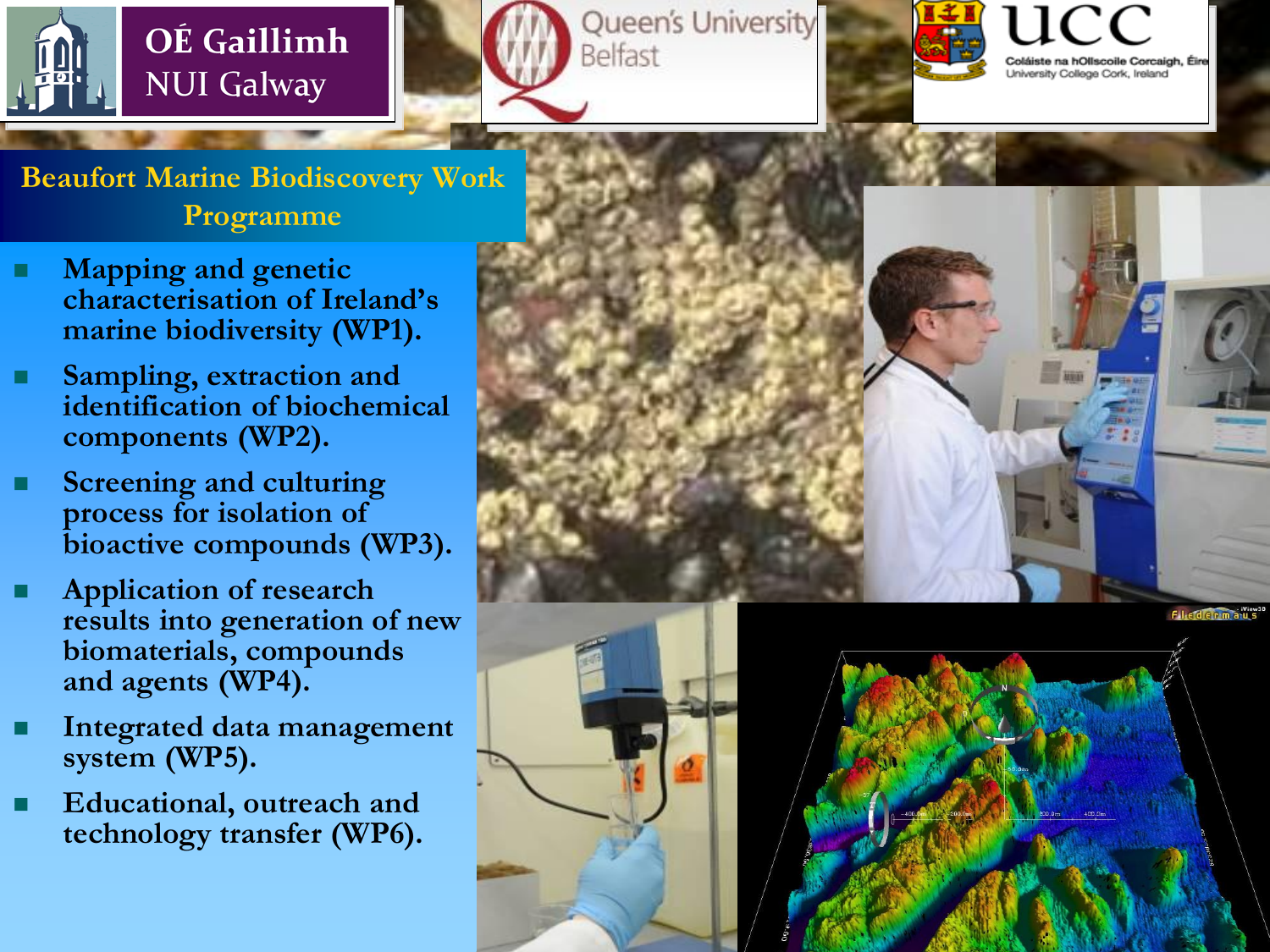OÉ Gaillimh NUI Galway

Queen's University Belfast

UCC Coláiste na hOllscoile Corcaigh, Éire University College Cork, Ireland

## Beaufort Marine Biodiscovery Work Programme

- Mapping and genetic characterisation of Ireland's marine biodiversity (WP1).
- Sampling, extraction and identification of biochemical components (WP2).
- Screening and culturing process for isolation of bioactive compounds (WP3).
- Application of research results into generation of new biomaterials, compounds and agents (WP4).
- Integrated data management system (WP5).
- Educational, outreach and technology transfer (WP6).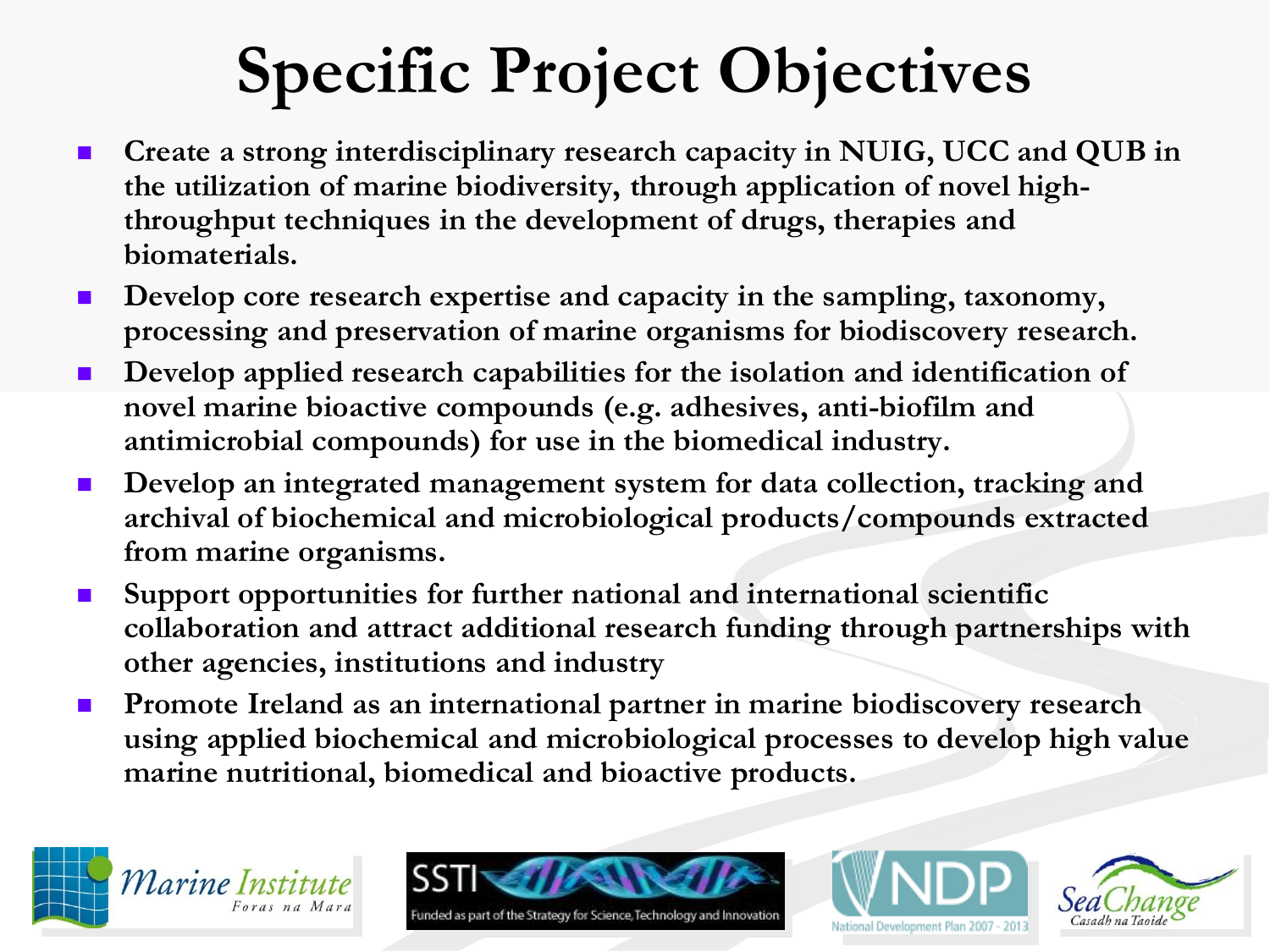# Specific Project Objectives

- Create a strong interdisciplinary research capacity in NUIG, UCC and QUB in the utilization of marine biodiversity, through application of novel high-throughput techniques in the development of drugs, therapies and biomaterials.
- Develop core research expertise and capacity in the sampling, taxonomy, processing and preservation of marine organisms for biodiscovery research.
- Develop applied research capabilities for the isolation and identification of novel marine bioactive compounds (e.g. adhesives, anti-biofilm and antimicrobial compounds) for use in the biomedical industry.
- Develop an integrated management system for data collection, tracking and archival of biochemical and microbiological products/compounds extracted from marine organisms.
- Support opportunities for further national and international scientific collaboration and attract additional research funding through partnerships with other agencies, institutions and industry
- Promote Ireland as an international partner in marine biodiscovery research using applied biochemical and microbiological processes to develop high value marine nutritional, biomedical and bioactive products.

Marine Institute — Foras na Mara

SSTI — Funded as part of the Strategy for Science, Technology and Innovation

NDP — National Development Plan 2007 - 2013

SeaChange — Casadh na Taoide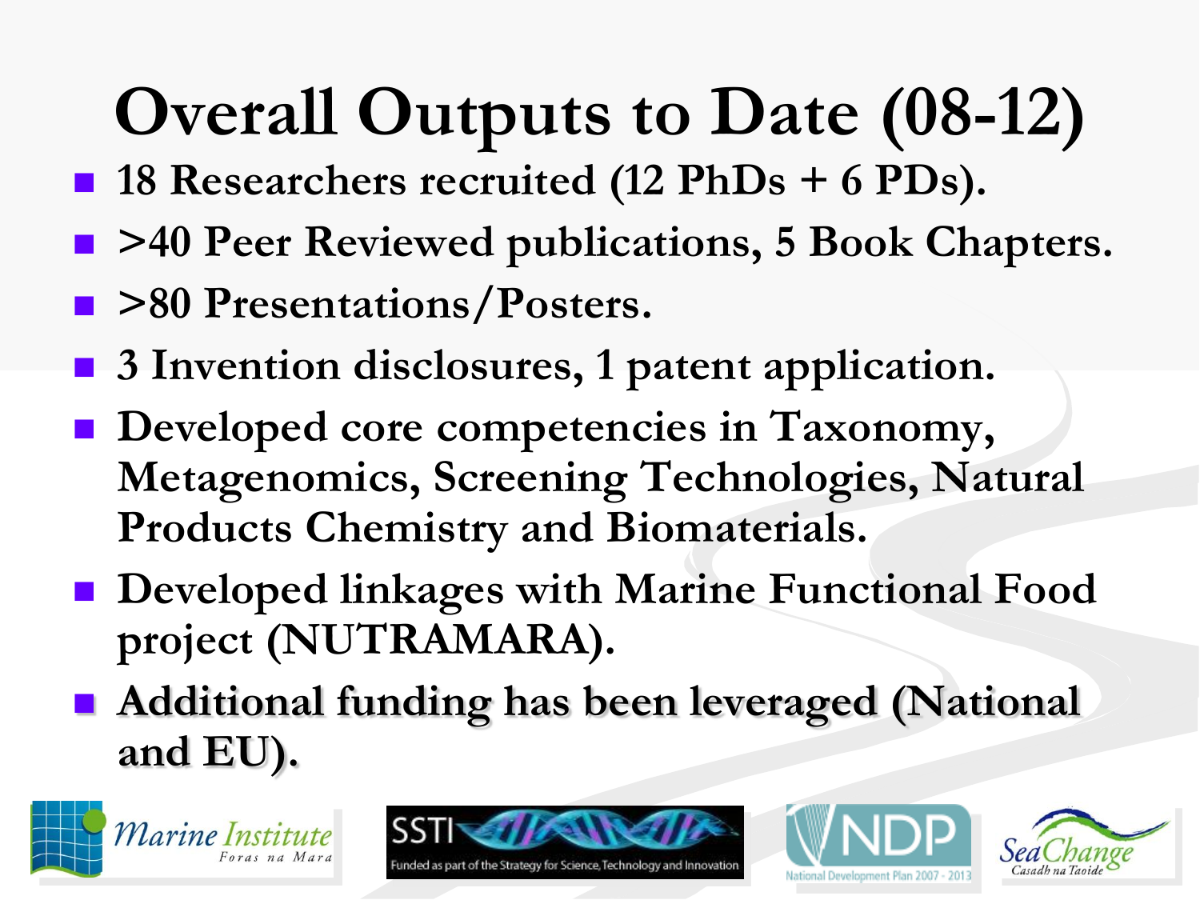# Overall Outputs to Date (08-12)

- **18 Researchers recruited (12 PhDs + 6 PDs).**
- **>40 Peer Reviewed publications, 5 Book Chapters.**
- **>80 Presentations/Posters.**
- **3 Invention disclosures, 1 patent application.**
- **Developed core competencies in Taxonomy, Metagenomics, Screening Technologies, Natural Products Chemistry and Biomaterials.**
- **Developed linkages with Marine Functional Food project (NUTRAMARA).**
- **Additional funding has been leveraged (National and EU).**

Marine Institute Foras na Mara

SSTI Funded as part of the Strategy for Science, Technology and Innovation

NDP National Development Plan 2007 - 2013

SeaChange Casadh na Taoide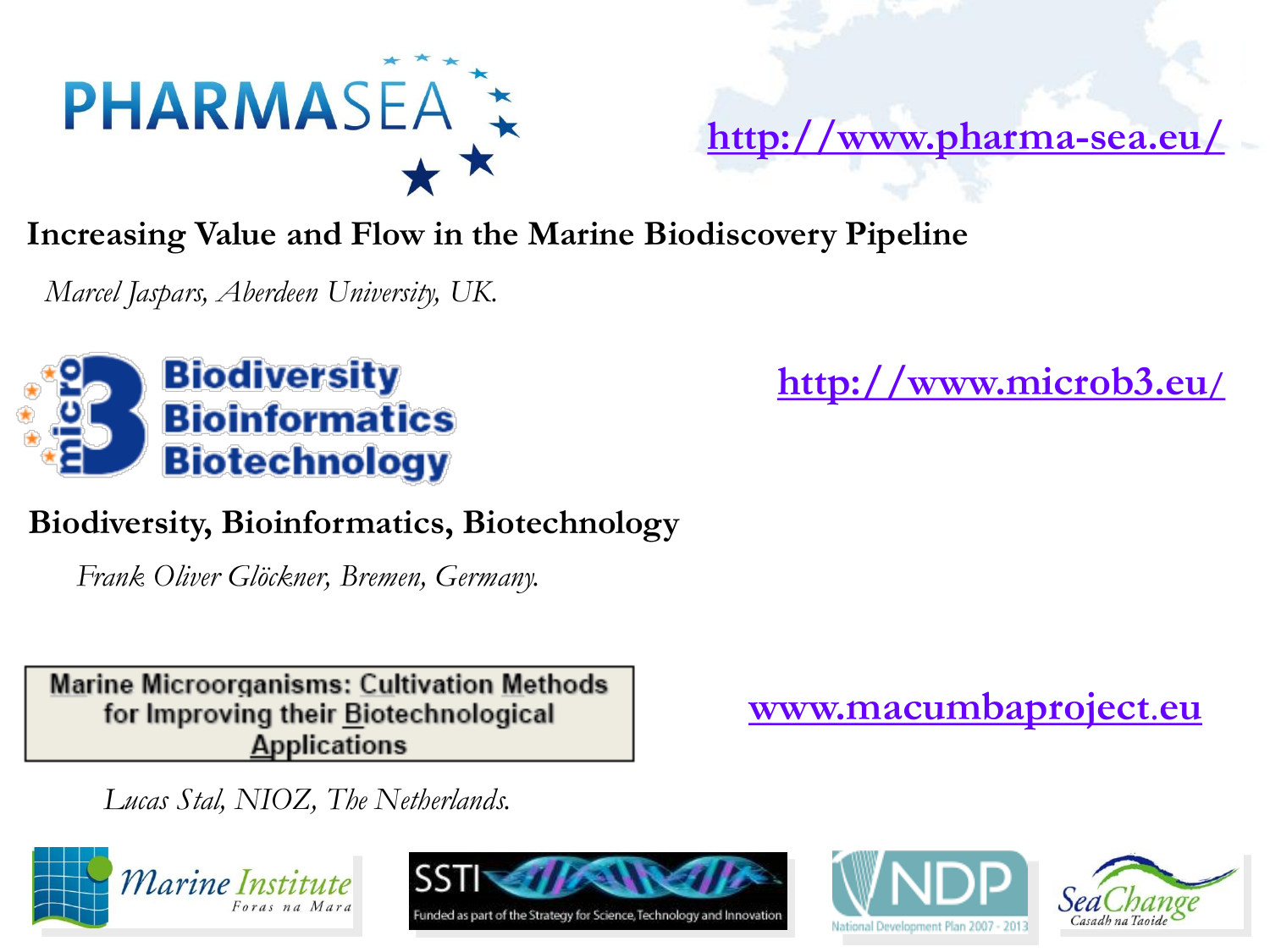PHARMASEA

http://www.pharma-sea.eu/

**Increasing Value and Flow in the Marine Biodiscovery Pipeline**

*Marcel Jaspars, Aberdeen University, UK.*

micro 3 Biodiversity Bioinformatics Biotechnology

http://www.microb3.eu/

**Biodiversity, Bioinformatics, Biotechnology**

*Frank Oliver Glöckner, Bremen, Germany.*

Marine Microorganisms: Cultivation Methods for Improving their Biotechnological Applications

www.macumbaproject.eu

*Lucas Stal, NIOZ, The Netherlands.*

Marine Institute Foras na Mara

SSTI Funded as part of the Strategy for Science, Technology and Innovation

NDP National Development Plan 2007 - 2013

SeaChange Casadh na Taoide